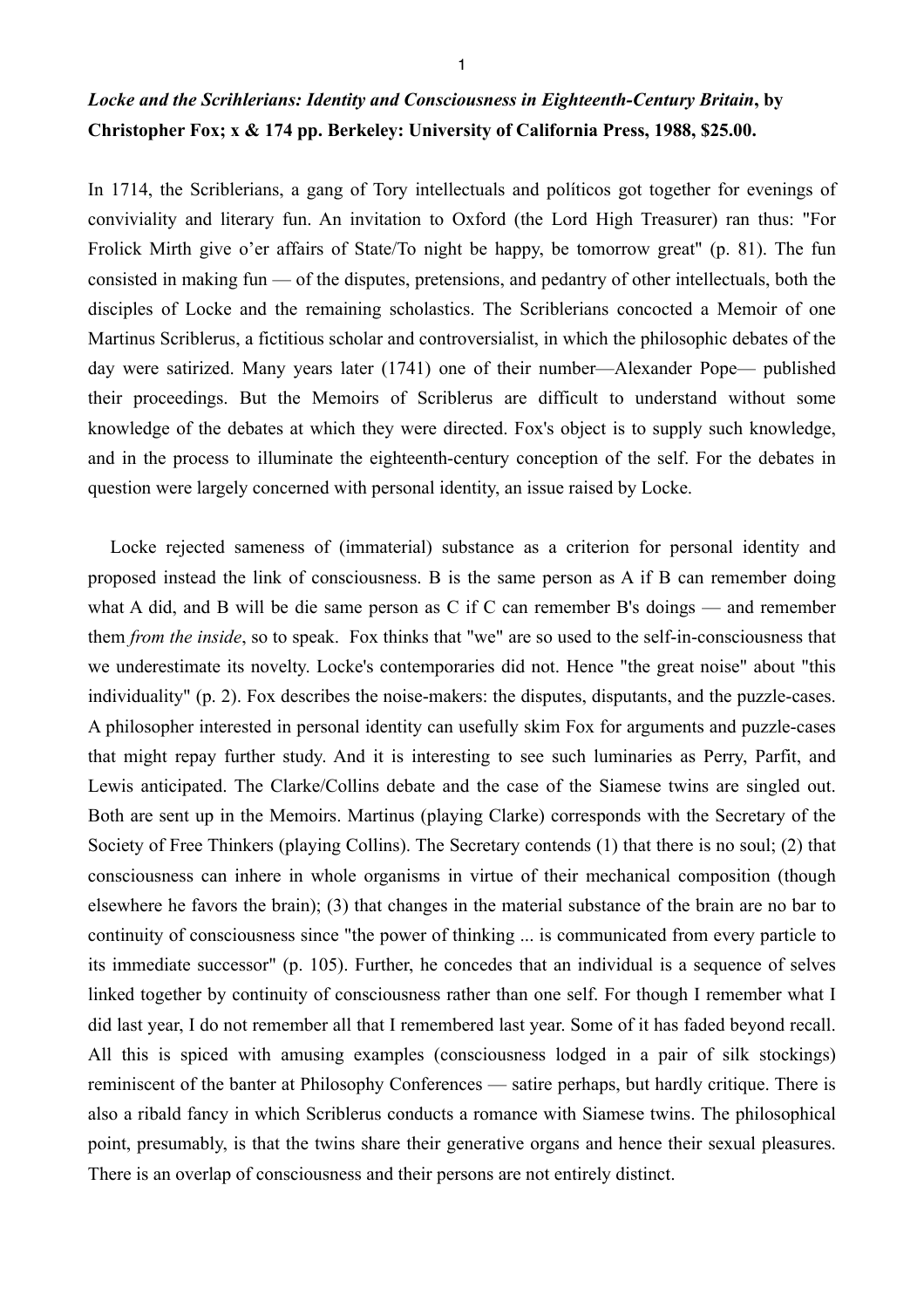***Locke and the Scrihlerians: Identity and Consciousness in Eighteenth-Century Britain*, by Christopher Fox; x & 174 pp. Berkeley: University of California Press, 1988, $25.00.**

In 1714, the Scriblerians, a gang of Tory intellectuals and políticos got together for evenings of conviviality and literary fun. An invitation to Oxford (the Lord High Treasurer) ran thus: "For Frolick Mirth give o'er affairs of State/To night be happy, be tomorrow great" (p. 81). The fun consisted in making fun — of the disputes, pretensions, and pedantry of other intellectuals, both the disciples of Locke and the remaining scholastics. The Scriblerians concocted a Memoir of one Martinus Scriblerus, a fictitious scholar and controversialist, in which the philosophic debates of the day were satirized. Many years later (1741) one of their number—Alexander Pope— published their proceedings. But the Memoirs of Scriblerus are difficult to understand without some knowledge of the debates at which they were directed. Fox's object is to supply such knowledge, and in the process to illuminate the eighteenth-century conception of the self. For the debates in question were largely concerned with personal identity, an issue raised by Locke.

Locke rejected sameness of (immaterial) substance as a criterion for personal identity and proposed instead the link of consciousness. B is the same person as A if B can remember doing what A did, and B will be die same person as C if C can remember B's doings — and remember them *from the inside*, so to speak. Fox thinks that "we" are so used to the self-in-consciousness that we underestimate its novelty. Locke's contemporaries did not. Hence "the great noise" about "this individuality" (p. 2). Fox describes the noise-makers: the disputes, disputants, and the puzzle-cases. A philosopher interested in personal identity can usefully skim Fox for arguments and puzzle-cases that might repay further study. And it is interesting to see such luminaries as Perry, Parfit, and Lewis anticipated. The Clarke/Collins debate and the case of the Siamese twins are singled out. Both are sent up in the Memoirs. Martinus (playing Clarke) corresponds with the Secretary of the Society of Free Thinkers (playing Collins). The Secretary contends (1) that there is no soul; (2) that consciousness can inhere in whole organisms in virtue of their mechanical composition (though elsewhere he favors the brain); (3) that changes in the material substance of the brain are no bar to continuity of consciousness since "the power of thinking ... is communicated from every particle to its immediate successor" (p. 105). Further, he concedes that an individual is a sequence of selves linked together by continuity of consciousness rather than one self. For though I remember what I did last year, I do not remember all that I remembered last year. Some of it has faded beyond recall. All this is spiced with amusing examples (consciousness lodged in a pair of silk stockings) reminiscent of the banter at Philosophy Conferences — satire perhaps, but hardly critique. There is also a ribald fancy in which Scriblerus conducts a romance with Siamese twins. The philosophical point, presumably, is that the twins share their generative organs and hence their sexual pleasures. There is an overlap of consciousness and their persons are not entirely distinct.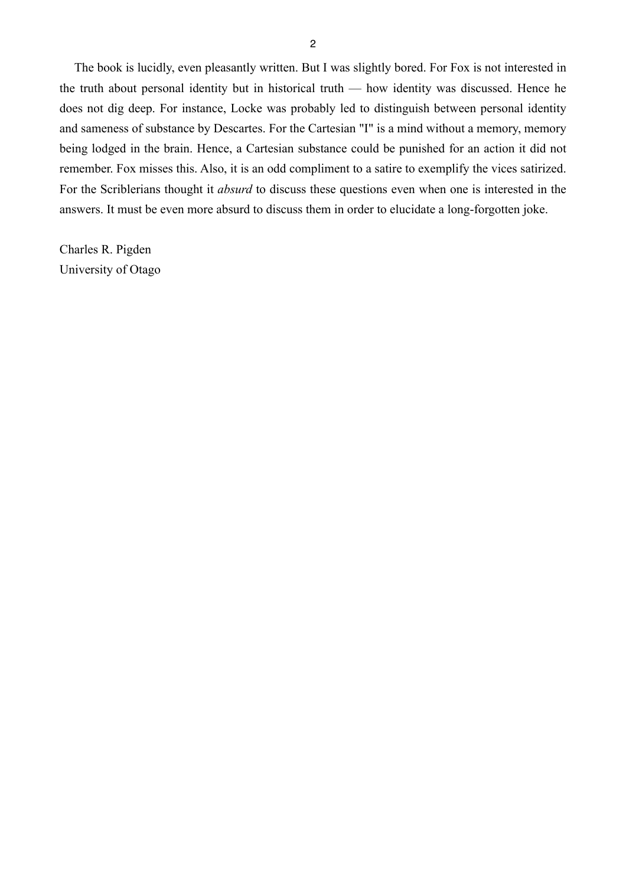The book is lucidly, even pleasantly written. But I was slightly bored. For Fox is not interested in the truth about personal identity but in historical truth — how identity was discussed. Hence he does not dig deep. For instance, Locke was probably led to distinguish between personal identity and sameness of substance by Descartes. For the Cartesian "I" is a mind without a memory, memory being lodged in the brain. Hence, a Cartesian substance could be punished for an action it did not remember. Fox misses this. Also, it is an odd compliment to a satire to exemplify the vices satirized. For the Scriblerians thought it *absurd* to discuss these questions even when one is interested in the answers. It must be even more absurd to discuss them in order to elucidate a long-forgotten joke.

Charles R. Pigden
University of Otago